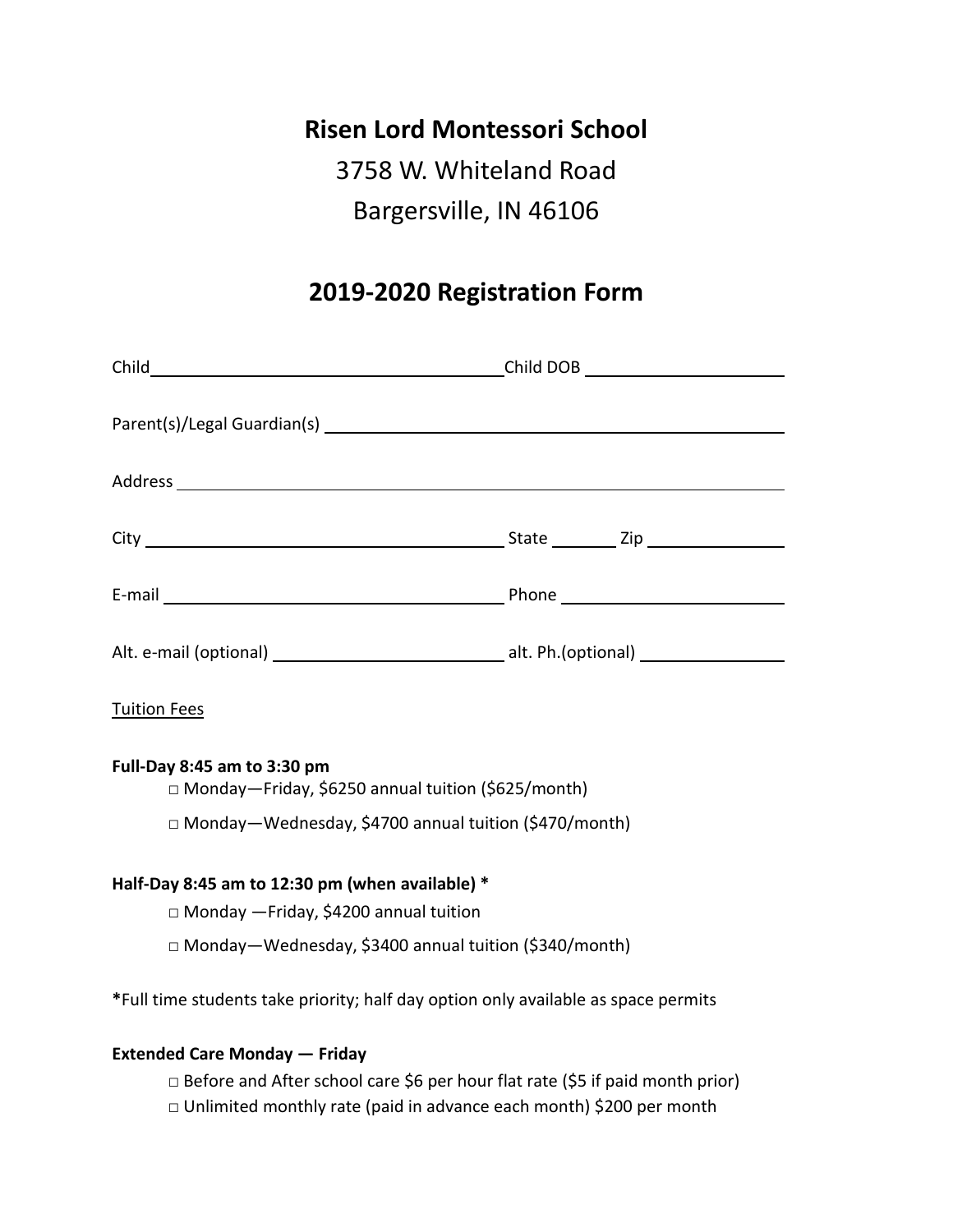# Risen Lord Montessori School

3758 W. Whiteland Road

Bargersville, IN 46106

## 2019-2020 Registration Form

Child ______________________________ Child DOB __________________

Parent(s)/Legal Guardian(s) ______________________________________

Address ______________________________________________________

City ______________________________ State _______ Zip ____________

E-mail ____________________________ Phone ____________________

Alt. e-mail (optional) ___________________ alt. Ph.(optional) ______________

Tuition Fees

**Full-Day 8:45 am to 3:30 pm**

- □ Monday—Friday, $6250 annual tuition ($625/month)
- □ Monday—Wednesday, $4700 annual tuition ($470/month)

**Half-Day 8:45 am to 12:30 pm (when available) ***

- □ Monday —Friday, $4200 annual tuition
- □ Monday—Wednesday, $3400 annual tuition ($340/month)

**\***Full time students take priority; half day option only available as space permits

**Extended Care Monday — Friday**

- □ Before and After school care $6 per hour flat rate ($5 if paid month prior)
- □ Unlimited monthly rate (paid in advance each month) $200 per month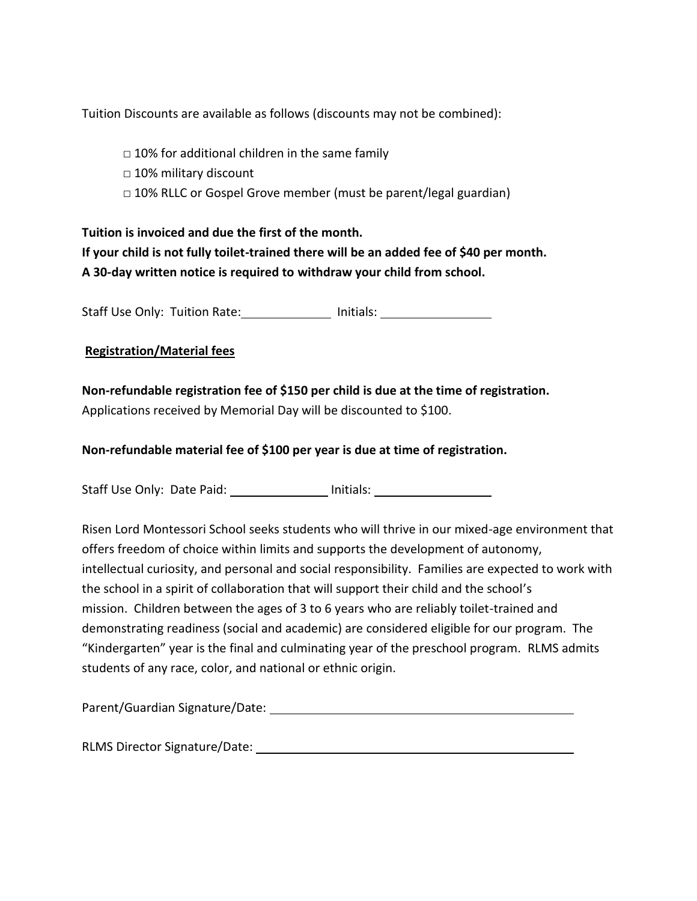Tuition Discounts are available as follows (discounts may not be combined):

- □ 10% for additional children in the same family
- □ 10% military discount
- □ 10% RLLC or Gospel Grove member (must be parent/legal guardian)

**Tuition is invoiced and due the first of the month.**
**If your child is not fully toilet-trained there will be an added fee of $40 per month.**
**A 30-day written notice is required to withdraw your child from school.**

Staff Use Only: Tuition Rate:\_\_\_\_\_\_\_\_\_\_\_\_\_\_ Initials: \_\_\_\_\_\_\_\_\_\_\_\_\_\_\_\_\_\_

**Registration/Material fees**

**Non-refundable registration fee of $150 per child is due at the time of registration.**
Applications received by Memorial Day will be discounted to $100.

**Non-refundable material fee of $100 per year is due at time of registration.**

Staff Use Only: Date Paid: \_\_\_\_\_\_\_\_\_\_\_\_\_\_\_\_\_ Initials: \_\_\_\_\_\_\_\_\_\_\_\_\_\_\_\_\_\_\_\_

Risen Lord Montessori School seeks students who will thrive in our mixed-age environment that offers freedom of choice within limits and supports the development of autonomy, intellectual curiosity, and personal and social responsibility. Families are expected to work with the school in a spirit of collaboration that will support their child and the school's mission. Children between the ages of 3 to 6 years who are reliably toilet-trained and demonstrating readiness (social and academic) are considered eligible for our program. The "Kindergarten" year is the final and culminating year of the preschool program. RLMS admits students of any race, color, and national or ethnic origin.

Parent/Guardian Signature/Date: \_\_\_\_\_\_\_\_\_\_\_\_\_\_\_\_\_\_\_\_\_\_\_\_\_\_\_\_\_\_\_\_\_\_\_\_\_\_\_\_\_\_\_\_\_\_\_\_\_\_

RLMS Director Signature/Date: \_\_\_\_\_\_\_\_\_\_\_\_\_\_\_\_\_\_\_\_\_\_\_\_\_\_\_\_\_\_\_\_\_\_\_\_\_\_\_\_\_\_\_\_\_\_\_\_\_\_\_\_\_